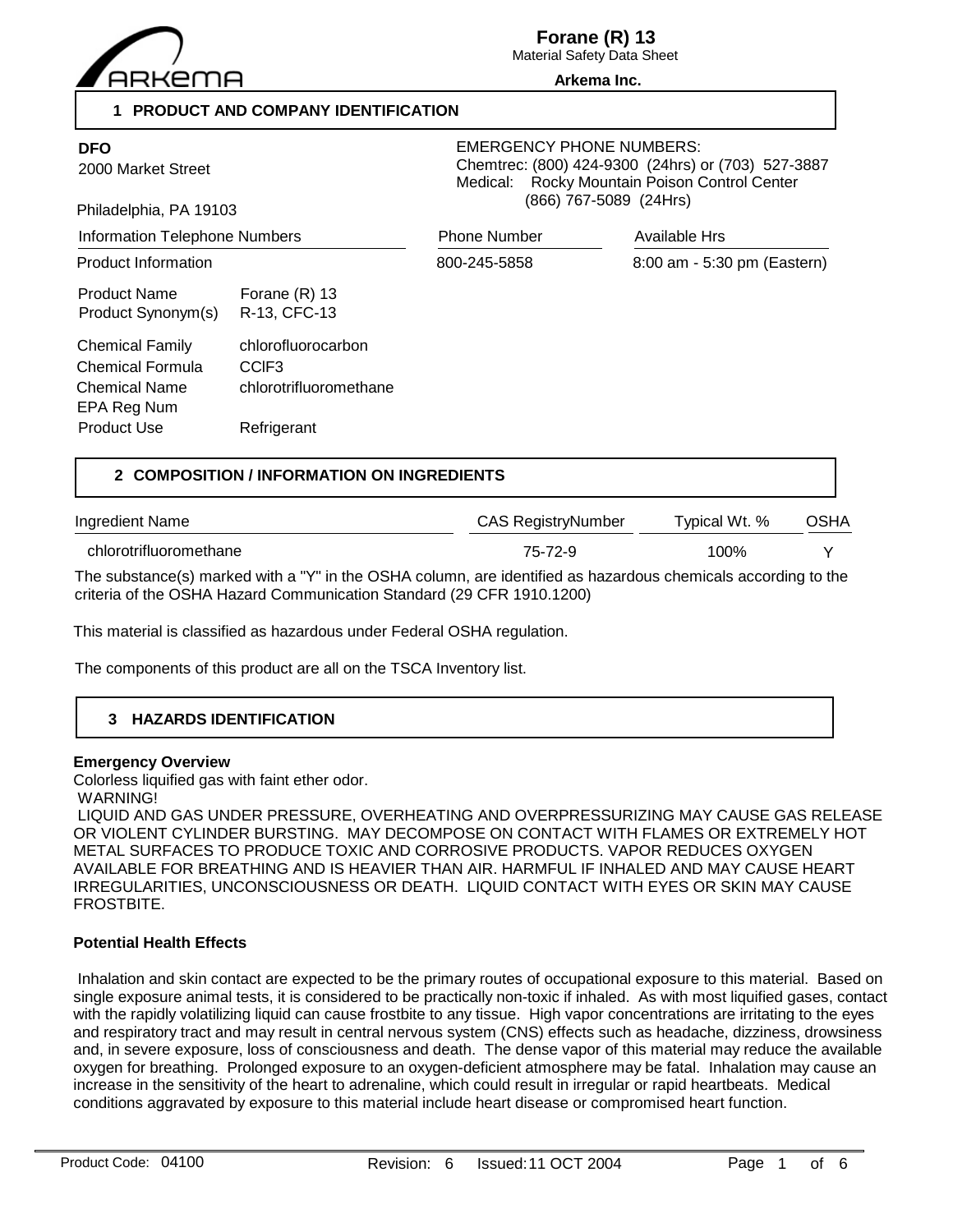# Forane (R) 13

Material Safety Data Sheet

**Arkema Inc.**

## 1 PRODUCT AND COMPANY IDENTIFICATION

**DFO**
2000 Market Street

Philadelphia, PA 19103

EMERGENCY PHONE NUMBERS:
Chemtrec: (800) 424-9300 (24hrs) or (703) 527-3887
Medical: Rocky Mountain Poison Control Center
(866) 767-5089 (24Hrs)

| Information Telephone Numbers | Phone Number | Available Hrs |
| --- | --- | --- |
| Product Information | 800-245-5858 | 8:00 am - 5:30 pm (Eastern) |

| | |
| --- | --- |
| Product Name | Forane (R) 13 |
| Product Synonym(s) | R-13, CFC-13 |
| Chemical Family | chlorofluorocarbon |
| Chemical Formula | $CClF_3$ |
| Chemical Name | chlorotrifluoromethane |
| EPA Reg Num | |
| Product Use | Refrigerant |

## 2 COMPOSITION / INFORMATION ON INGREDIENTS

| Ingredient Name | CAS RegistryNumber | Typical Wt. % | OSHA |
| --- | --- | --- | --- |
| chlorotrifluoromethane | 75-72-9 | 100% | Y |

The substance(s) marked with a "Y" in the OSHA column, are identified as hazardous chemicals according to the criteria of the OSHA Hazard Communication Standard (29 CFR 1910.1200)

This material is classified as hazardous under Federal OSHA regulation.

The components of this product are all on the TSCA Inventory list.

## 3 HAZARDS IDENTIFICATION

**Emergency Overview**

Colorless liquified gas with faint ether odor.
WARNING!
LIQUID AND GAS UNDER PRESSURE, OVERHEATING AND OVERPRESSURIZING MAY CAUSE GAS RELEASE OR VIOLENT CYLINDER BURSTING. MAY DECOMPOSE ON CONTACT WITH FLAMES OR EXTREMELY HOT METAL SURFACES TO PRODUCE TOXIC AND CORROSIVE PRODUCTS. VAPOR REDUCES OXYGEN AVAILABLE FOR BREATHING AND IS HEAVIER THAN AIR. HARMFUL IF INHALED AND MAY CAUSE HEART IRREGULARITIES, UNCONSCIOUSNESS OR DEATH. LIQUID CONTACT WITH EYES OR SKIN MAY CAUSE FROSTBITE.

**Potential Health Effects**

Inhalation and skin contact are expected to be the primary routes of occupational exposure to this material. Based on single exposure animal tests, it is considered to be practically non-toxic if inhaled. As with most liquified gases, contact with the rapidly volatilizing liquid can cause frostbite to any tissue. High vapor concentrations are irritating to the eyes and respiratory tract and may result in central nervous system (CNS) effects such as headache, dizziness, drowsiness and, in severe exposure, loss of consciousness and death. The dense vapor of this material may reduce the available oxygen for breathing. Prolonged exposure to an oxygen-deficient atmosphere may be fatal. Inhalation may cause an increase in the sensitivity of the heart to adrenaline, which could result in irregular or rapid heartbeats. Medical conditions aggravated by exposure to this material include heart disease or compromised heart function.

Product Code: 04100 Revision: 6 Issued: 11 OCT 2004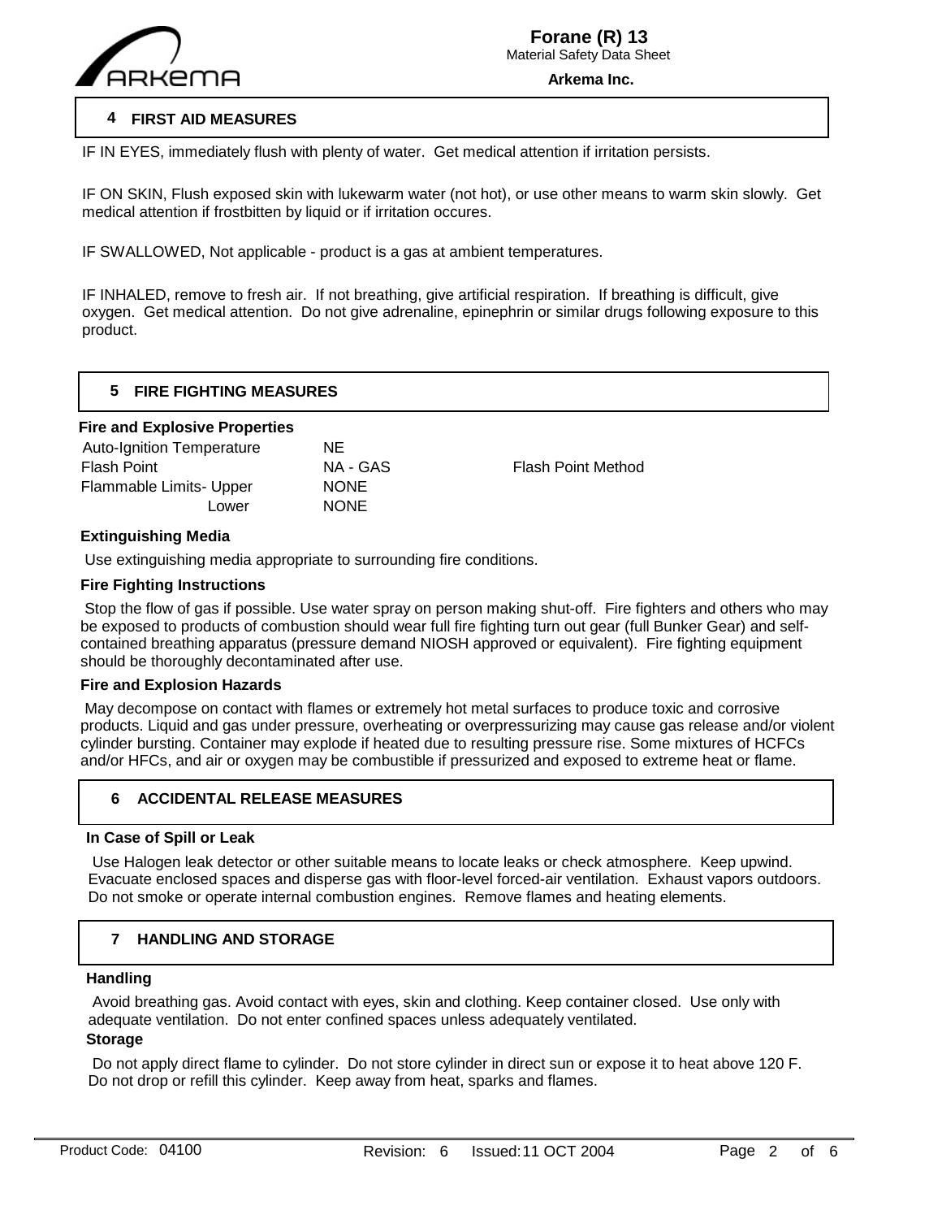## 4 FIRST AID MEASURES

IF IN EYES, immediately flush with plenty of water. Get medical attention if irritation persists.

IF ON SKIN, Flush exposed skin with lukewarm water (not hot), or use other means to warm skin slowly. Get medical attention if frostbitten by liquid or if irritation occures.

IF SWALLOWED, Not applicable - product is a gas at ambient temperatures.

IF INHALED, remove to fresh air. If not breathing, give artificial respiration. If breathing is difficult, give oxygen. Get medical attention. Do not give adrenaline, epinephrin or similar drugs following exposure to this product.

## 5 FIRE FIGHTING MEASURES

### Fire and Explosive Properties

| | | | |
|---|---|---|---|
| Auto-Ignition Temperature | NE | | |
| Flash Point | NA - GAS | Flash Point Method | |
| Flammable Limits- Upper | NONE | | |
| Lower | NONE | | |

### Extinguishing Media

Use extinguishing media appropriate to surrounding fire conditions.

### Fire Fighting Instructions

Stop the flow of gas if possible. Use water spray on person making shut-off. Fire fighters and others who may be exposed to products of combustion should wear full fire fighting turn out gear (full Bunker Gear) and self-contained breathing apparatus (pressure demand NIOSH approved or equivalent). Fire fighting equipment should be thoroughly decontaminated after use.

### Fire and Explosion Hazards

May decompose on contact with flames or extremely hot metal surfaces to produce toxic and corrosive products. Liquid and gas under pressure, overheating or overpressurizing may cause gas release and/or violent cylinder bursting. Container may explode if heated due to resulting pressure rise. Some mixtures of HCFCs and/or HFCs, and air or oxygen may be combustible if pressurized and exposed to extreme heat or flame.

## 6 ACCIDENTAL RELEASE MEASURES

### In Case of Spill or Leak

Use Halogen leak detector or other suitable means to locate leaks or check atmosphere. Keep upwind. Evacuate enclosed spaces and disperse gas with floor-level forced-air ventilation. Exhaust vapors outdoors. Do not smoke or operate internal combustion engines. Remove flames and heating elements.

## 7 HANDLING AND STORAGE

### Handling

Avoid breathing gas. Avoid contact with eyes, skin and clothing. Keep container closed. Use only with adequate ventilation. Do not enter confined spaces unless adequately ventilated.

### Storage

Do not apply direct flame to cylinder. Do not store cylinder in direct sun or expose it to heat above 120 F. Do not drop or refill this cylinder. Keep away from heat, sparks and flames.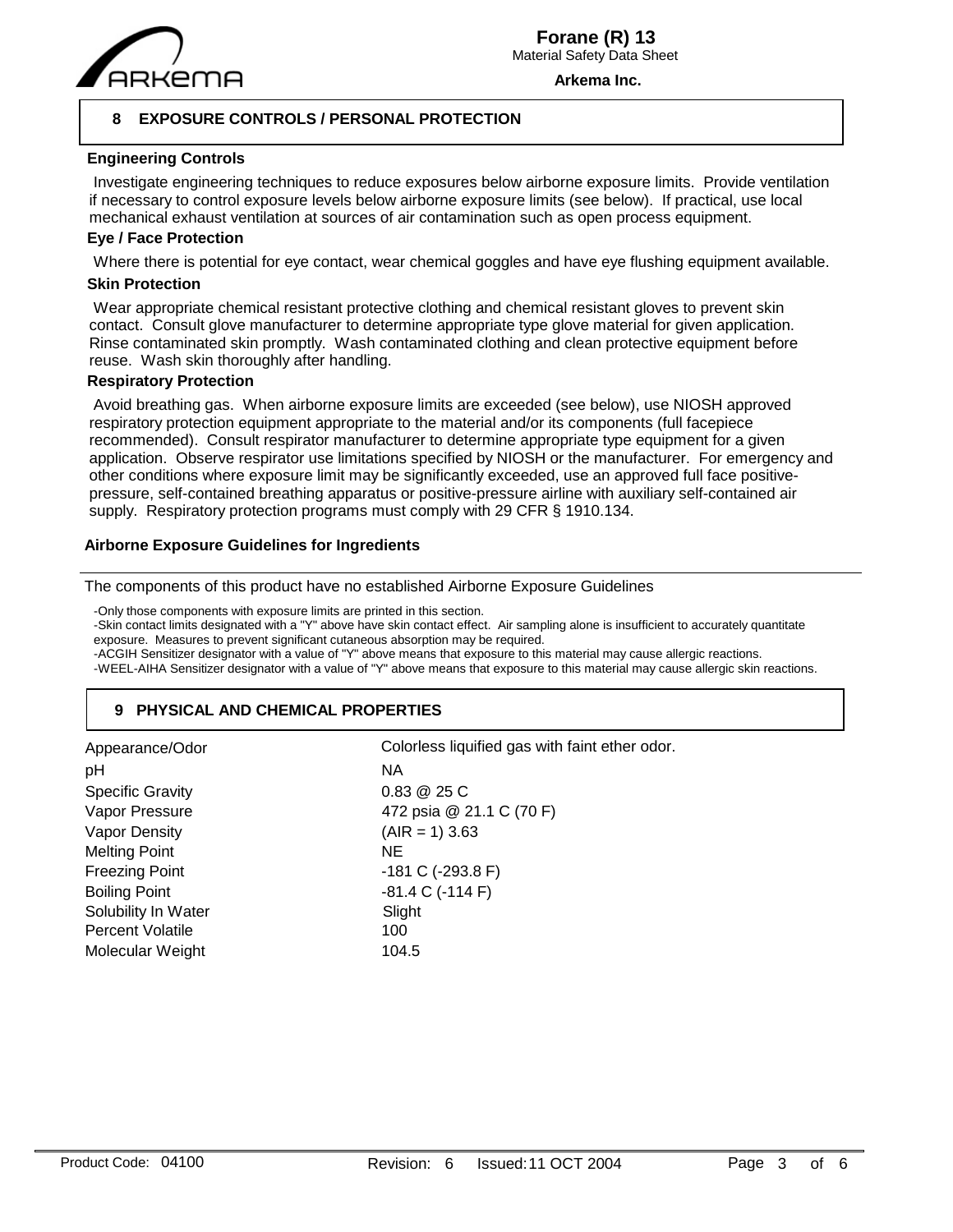## 8 EXPOSURE CONTROLS / PERSONAL PROTECTION

### Engineering Controls

Investigate engineering techniques to reduce exposures below airborne exposure limits. Provide ventilation if necessary to control exposure levels below airborne exposure limits (see below). If practical, use local mechanical exhaust ventilation at sources of air contamination such as open process equipment.

### Eye / Face Protection

Where there is potential for eye contact, wear chemical goggles and have eye flushing equipment available.

### Skin Protection

Wear appropriate chemical resistant protective clothing and chemical resistant gloves to prevent skin contact. Consult glove manufacturer to determine appropriate type glove material for given application. Rinse contaminated skin promptly. Wash contaminated clothing and clean protective equipment before reuse. Wash skin thoroughly after handling.

### Respiratory Protection

Avoid breathing gas. When airborne exposure limits are exceeded (see below), use NIOSH approved respiratory protection equipment appropriate to the material and/or its components (full facepiece recommended). Consult respirator manufacturer to determine appropriate type equipment for a given application. Observe respirator use limitations specified by NIOSH or the manufacturer. For emergency and other conditions where exposure limit may be significantly exceeded, use an approved full face positive-pressure, self-contained breathing apparatus or positive-pressure airline with auxiliary self-contained air supply. Respiratory protection programs must comply with 29 CFR § 1910.134.

### Airborne Exposure Guidelines for Ingredients

The components of this product have no established Airborne Exposure Guidelines

-Only those components with exposure limits are printed in this section.
-Skin contact limits designated with a "Y" above have skin contact effect. Air sampling alone is insufficient to accurately quantitate exposure. Measures to prevent significant cutaneous absorption may be required.
-ACGIH Sensitizer designator with a value of "Y" above means that exposure to this material may cause allergic reactions.
-WEEL-AIHA Sensitizer designator with a value of "Y" above means that exposure to this material may cause allergic skin reactions.

## 9 PHYSICAL AND CHEMICAL PROPERTIES

| Property | Value |
|---|---|
| Appearance/Odor | Colorless liquified gas with faint ether odor. |
| pH | NA |
| Specific Gravity | 0.83 @ 25 C |
| Vapor Pressure | 472 psia @ 21.1 C (70 F) |
| Vapor Density | (AIR = 1) 3.63 |
| Melting Point | NE |
| Freezing Point | -181 C (-293.8 F) |
| Boiling Point | -81.4 C (-114 F) |
| Solubility In Water | Slight |
| Percent Volatile | 100 |
| Molecular Weight | 104.5 |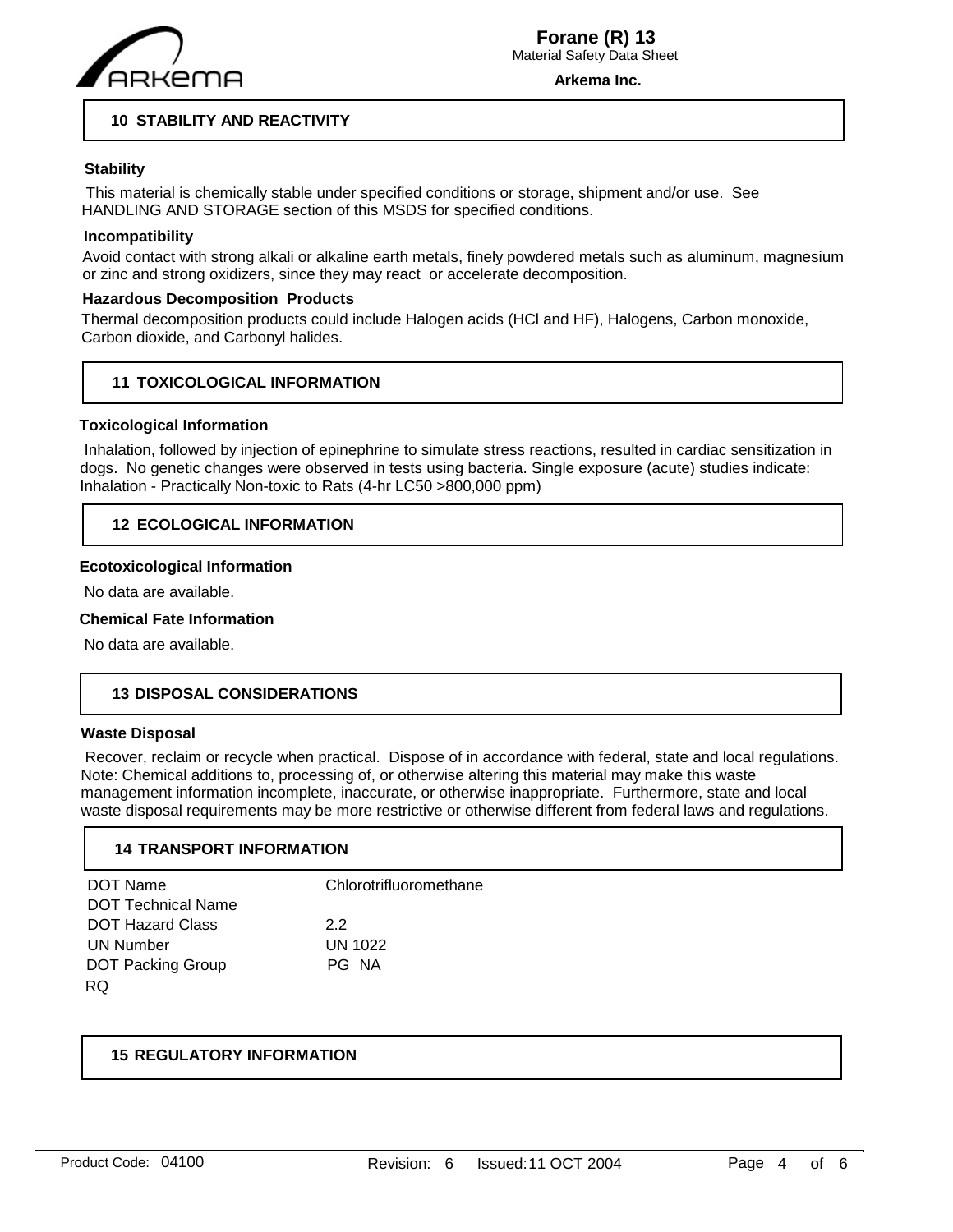## 10 STABILITY AND REACTIVITY

### Stability

This material is chemically stable under specified conditions or storage, shipment and/or use. See HANDLING AND STORAGE section of this MSDS for specified conditions.

### Incompatibility

Avoid contact with strong alkali or alkaline earth metals, finely powdered metals such as aluminum, magnesium or zinc and strong oxidizers, since they may react or accelerate decomposition.

### Hazardous Decomposition Products

Thermal decomposition products could include Halogen acids (HCl and HF), Halogens, Carbon monoxide, Carbon dioxide, and Carbonyl halides.

## 11 TOXICOLOGICAL INFORMATION

### Toxicological Information

Inhalation, followed by injection of epinephrine to simulate stress reactions, resulted in cardiac sensitization in dogs. No genetic changes were observed in tests using bacteria. Single exposure (acute) studies indicate: Inhalation - Practically Non-toxic to Rats (4-hr LC50 >800,000 ppm)

## 12 ECOLOGICAL INFORMATION

### Ecotoxicological Information

No data are available.

### Chemical Fate Information

No data are available.

## 13 DISPOSAL CONSIDERATIONS

### Waste Disposal

Recover, reclaim or recycle when practical. Dispose of in accordance with federal, state and local regulations. Note: Chemical additions to, processing of, or otherwise altering this material may make this waste management information incomplete, inaccurate, or otherwise inappropriate. Furthermore, state and local waste disposal requirements may be more restrictive or otherwise different from federal laws and regulations.

## 14 TRANSPORT INFORMATION

| | |
|---|---|
| DOT Name | Chlorotrifluoromethane |
| DOT Technical Name | |
| DOT Hazard Class | 2.2 |
| UN Number | UN 1022 |
| DOT Packing Group | PG NA |
| RQ | |

## 15 REGULATORY INFORMATION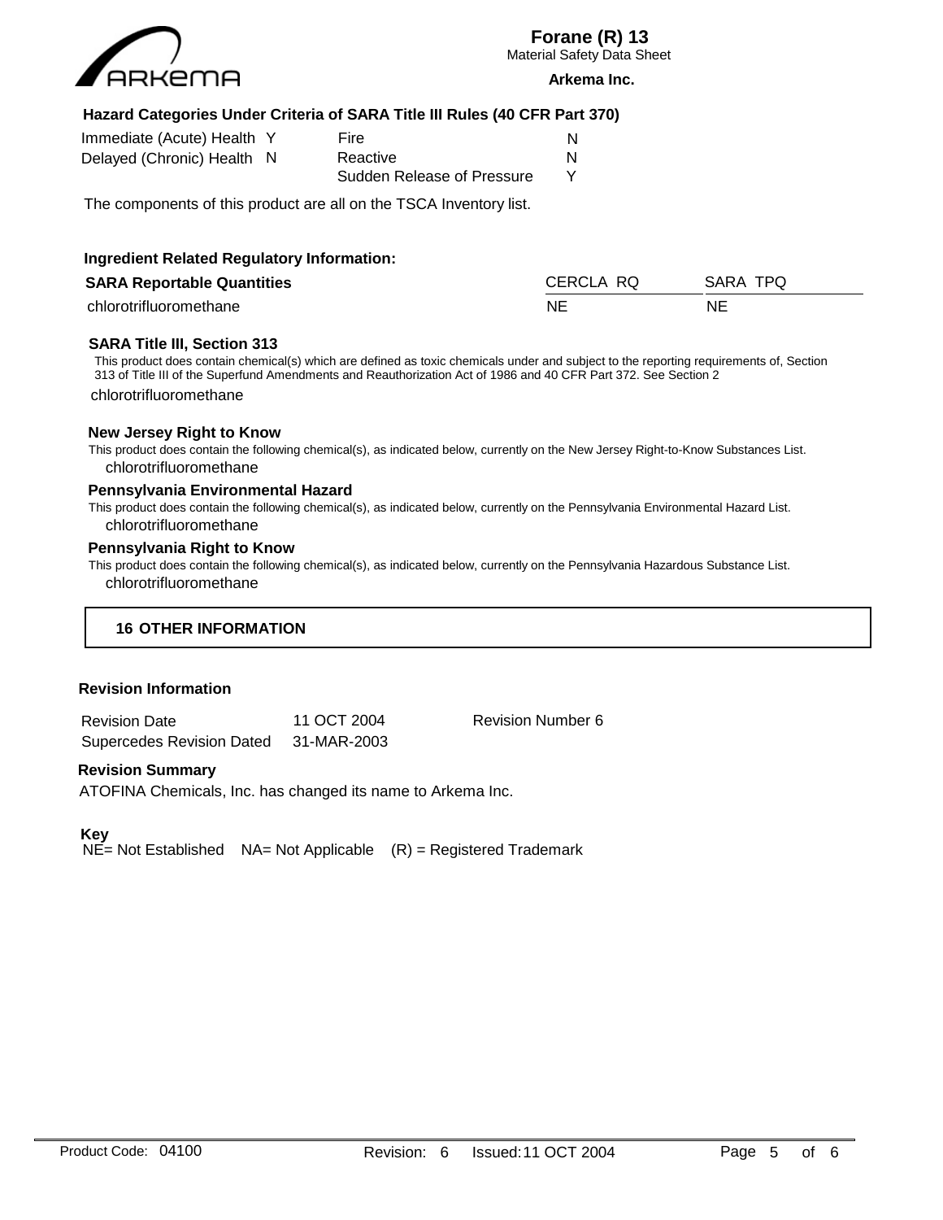**Hazard Categories Under Criteria of SARA Title III Rules (40 CFR Part 370)**

| | | | |
|---|---|---|---|
| Immediate (Acute) Health | Y | Fire | N |
| Delayed (Chronic) Health | N | Reactive | N |
| | | Sudden Release of Pressure | Y |

The components of this product are all on the TSCA Inventory list.

**Ingredient Related Regulatory Information:**

| SARA Reportable Quantities | CERCLA RQ | SARA TPQ |
|---|---|---|
| chlorotrifluoromethane | NE | NE |

**SARA Title III, Section 313**

This product does contain chemical(s) which are defined as toxic chemicals under and subject to the reporting requirements of, Section 313 of Title III of the Superfund Amendments and Reauthorization Act of 1986 and 40 CFR Part 372. See Section 2

chlorotrifluoromethane

**New Jersey Right to Know**

This product does contain the following chemical(s), as indicated below, currently on the New Jersey Right-to-Know Substances List.

chlorotrifluoromethane

**Pennsylvania Environmental Hazard**

This product does contain the following chemical(s), as indicated below, currently on the Pennsylvania Environmental Hazard List.

chlorotrifluoromethane

**Pennsylvania Right to Know**

This product does contain the following chemical(s), as indicated below, currently on the Pennsylvania Hazardous Substance List.

chlorotrifluoromethane

## 16 OTHER INFORMATION

**Revision Information**

| | | |
|---|---|---|
| Revision Date | 11 OCT 2004 | Revision Number 6 |
| Supercedes Revision Dated | 31-MAR-2003 | |

**Revision Summary**

ATOFINA Chemicals, Inc. has changed its name to Arkema Inc.

**Key**

NE= Not Established NA= Not Applicable (R) = Registered Trademark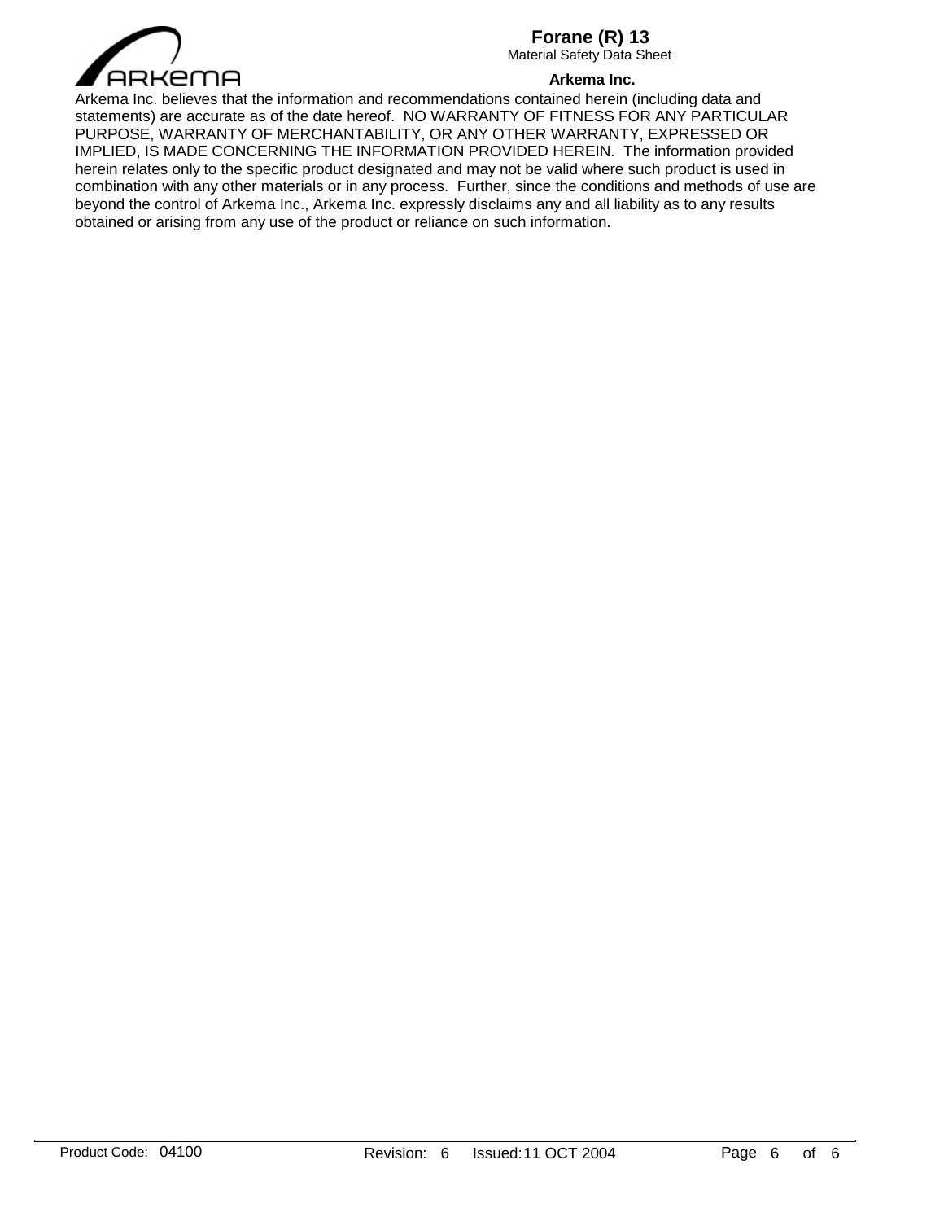Arkema Inc. believes that the information and recommendations contained herein (including data and statements) are accurate as of the date hereof. NO WARRANTY OF FITNESS FOR ANY PARTICULAR PURPOSE, WARRANTY OF MERCHANTABILITY, OR ANY OTHER WARRANTY, EXPRESSED OR IMPLIED, IS MADE CONCERNING THE INFORMATION PROVIDED HEREIN. The information provided herein relates only to the specific product designated and may not be valid where such product is used in combination with any other materials or in any process. Further, since the conditions and methods of use are beyond the control of Arkema Inc., Arkema Inc. expressly disclaims any and all liability as to any results obtained or arising from any use of the product or reliance on such information.